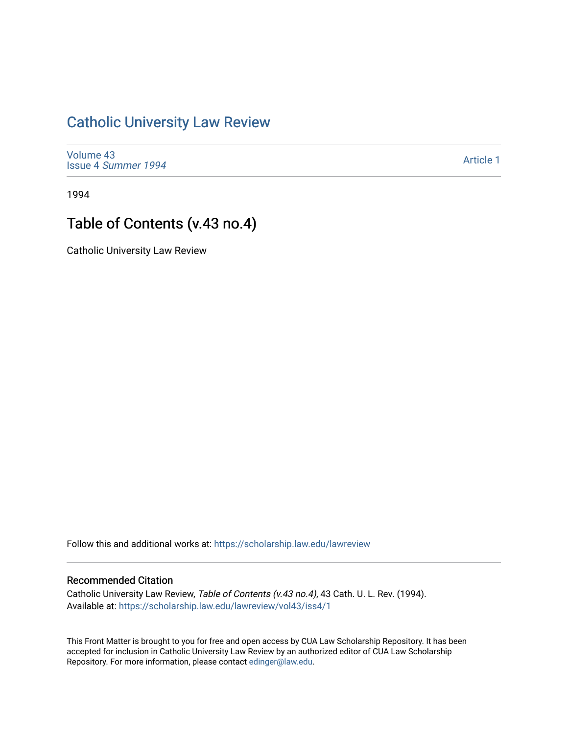# Catholic University Law Review

Volume 43
Issue 4 *Summer 1994*

Article 1

1994

## Table of Contents (v.43 no.4)

Catholic University Law Review

Follow this and additional works at: https://scholarship.law.edu/lawreview

### Recommended Citation

Catholic University Law Review, *Table of Contents (v.43 no.4)*, 43 Cath. U. L. Rev. (1994).
Available at: https://scholarship.law.edu/lawreview/vol43/iss4/1

This Front Matter is brought to you for free and open access by CUA Law Scholarship Repository. It has been accepted for inclusion in Catholic University Law Review by an authorized editor of CUA Law Scholarship Repository. For more information, please contact edinger@law.edu.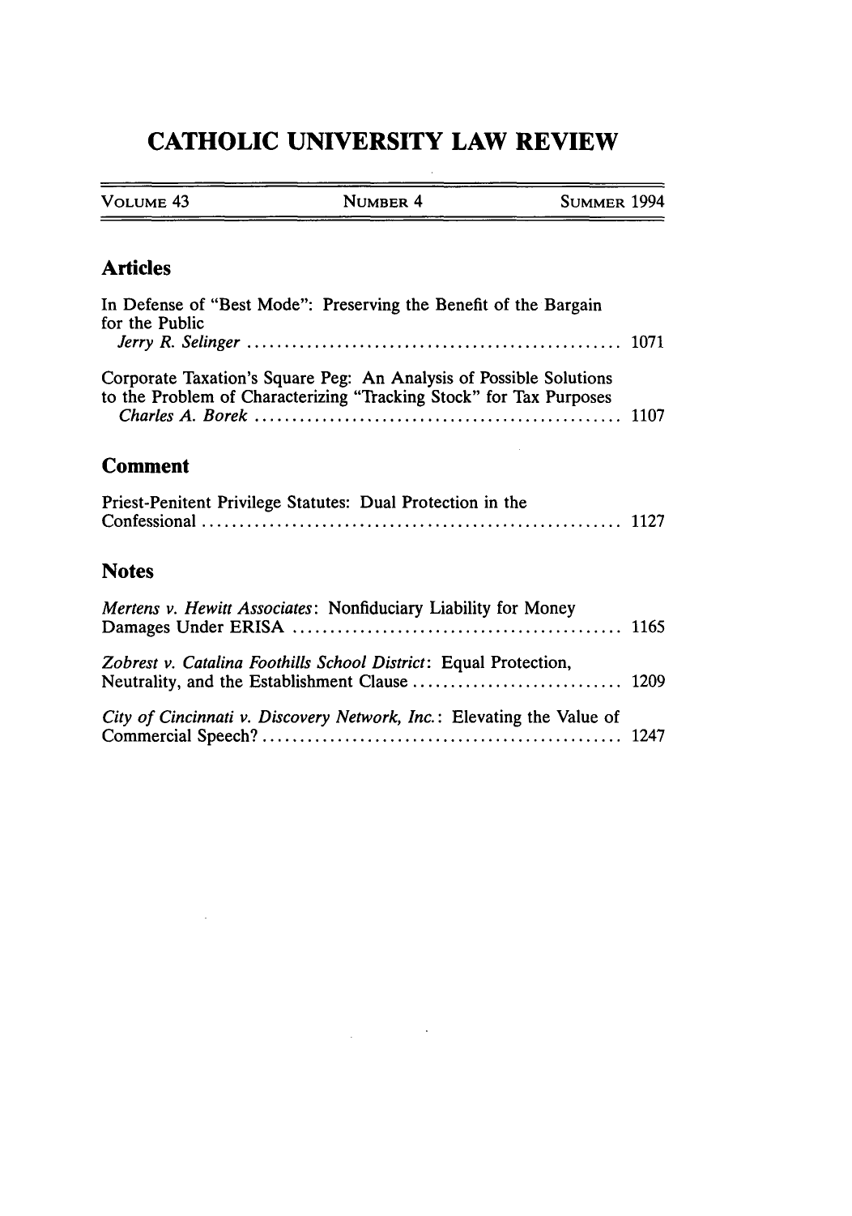# CATHOLIC UNIVERSITY LAW REVIEW

| VOLUME 43 | NUMBER 4 | SUMMER 1994 |
|---|---|---|

## Articles

In Defense of "Best Mode": Preserving the Benefit of the Bargain for the Public
*Jerry R. Selinger* .................................................. 1071

Corporate Taxation's Square Peg: An Analysis of Possible Solutions to the Problem of Characterizing "Tracking Stock" for Tax Purposes
*Charles A. Borek* ................................................. 1107

## Comment

Priest-Penitent Privilege Statutes: Dual Protection in the Confessional ........................................................ 1127

## Notes

*Mertens v. Hewitt Associates*: Nonfiduciary Liability for Money Damages Under ERISA ............................................ 1165

*Zobrest v. Catalina Foothills School District*: Equal Protection, Neutrality, and the Establishment Clause ............................ 1209

*City of Cincinnati v. Discovery Network, Inc.*: Elevating the Value of Commercial Speech? ................................................ 1247